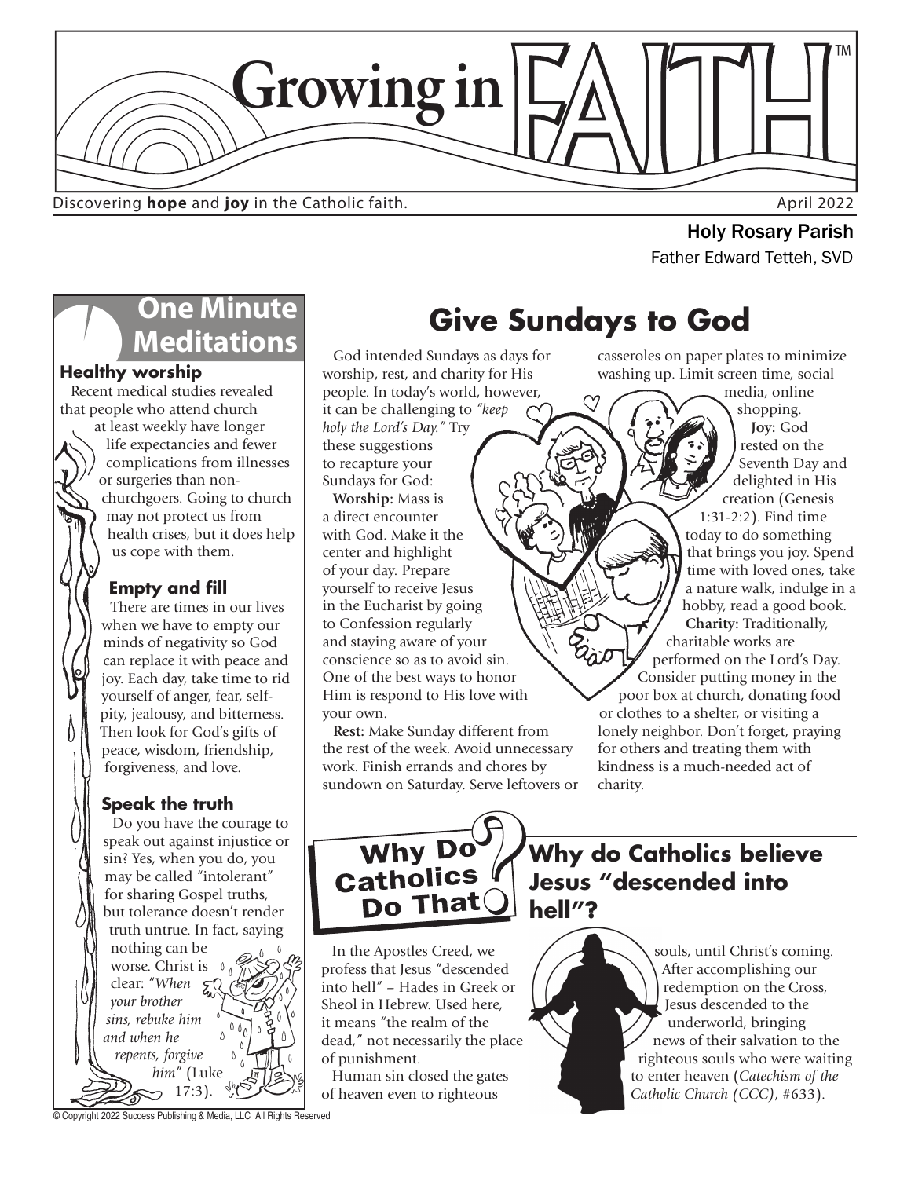# Growing in FAITH™

Discovering **hope** and **joy** in the Catholic faith.

April 2022

Holy Rosary Parish
Father Edward Tetteh, SVD

## One Minute Meditations

### Healthy worship

Recent medical studies revealed that people who attend church at least weekly have longer life expectancies and fewer complications from illnesses or surgeries than non-churchgoers. Going to church may not protect us from health crises, but it does help us cope with them.

### Empty and fill

There are times in our lives when we have to empty our minds of negativity so God can replace it with peace and joy. Each day, take time to rid yourself of anger, fear, self-pity, jealousy, and bitterness. Then look for God's gifts of peace, wisdom, friendship, forgiveness, and love.

### Speak the truth

Do you have the courage to speak out against injustice or sin? Yes, when you do, you may be called "intolerant" for sharing Gospel truths, but tolerance doesn't render truth untrue. In fact, saying nothing can be worse. Christ is clear: "*When your brother sins, rebuke him and when he repents, forgive him*" (Luke 17:3).

## Give Sundays to God

God intended Sundays as days for worship, rest, and charity for His people. In today's world, however, it can be challenging to *"keep holy the Lord's Day."* Try these suggestions to recapture your Sundays for God:

**Worship:** Mass is a direct encounter with God. Make it the center and highlight of your day. Prepare yourself to receive Jesus in the Eucharist by going to Confession regularly and staying aware of your conscience so as to avoid sin. One of the best ways to honor Him is respond to His love with your own.

**Rest:** Make Sunday different from the rest of the week. Avoid unnecessary work. Finish errands and chores by sundown on Saturday. Serve leftovers or casseroles on paper plates to minimize washing up. Limit screen time, social media, online shopping.

**Joy:** God rested on the Seventh Day and delighted in His creation (Genesis 1:31-2:2). Find time today to do something that brings you joy. Spend time with loved ones, take a nature walk, indulge in a hobby, read a good book.

**Charity:** Traditionally, charitable works are performed on the Lord's Day. Consider putting money in the poor box at church, donating food or clothes to a shelter, or visiting a lonely neighbor. Don't forget, praying for others and treating them with kindness is a much-needed act of charity.

## Why Do Catholics Do That?

### Why do Catholics believe Jesus "descended into hell"?

In the Apostles Creed, we profess that Jesus "descended into hell" – Hades in Greek or Sheol in Hebrew. Used here, it means "the realm of the dead," not necessarily the place of punishment.

Human sin closed the gates of heaven even to righteous souls, until Christ's coming. After accomplishing our redemption on the Cross, Jesus descended to the underworld, bringing news of their salvation to the righteous souls who were waiting to enter heaven (*Catechism of the Catholic Church (CCC)*, #633).

© Copyright 2022 Success Publishing & Media, LLC All Rights Reserved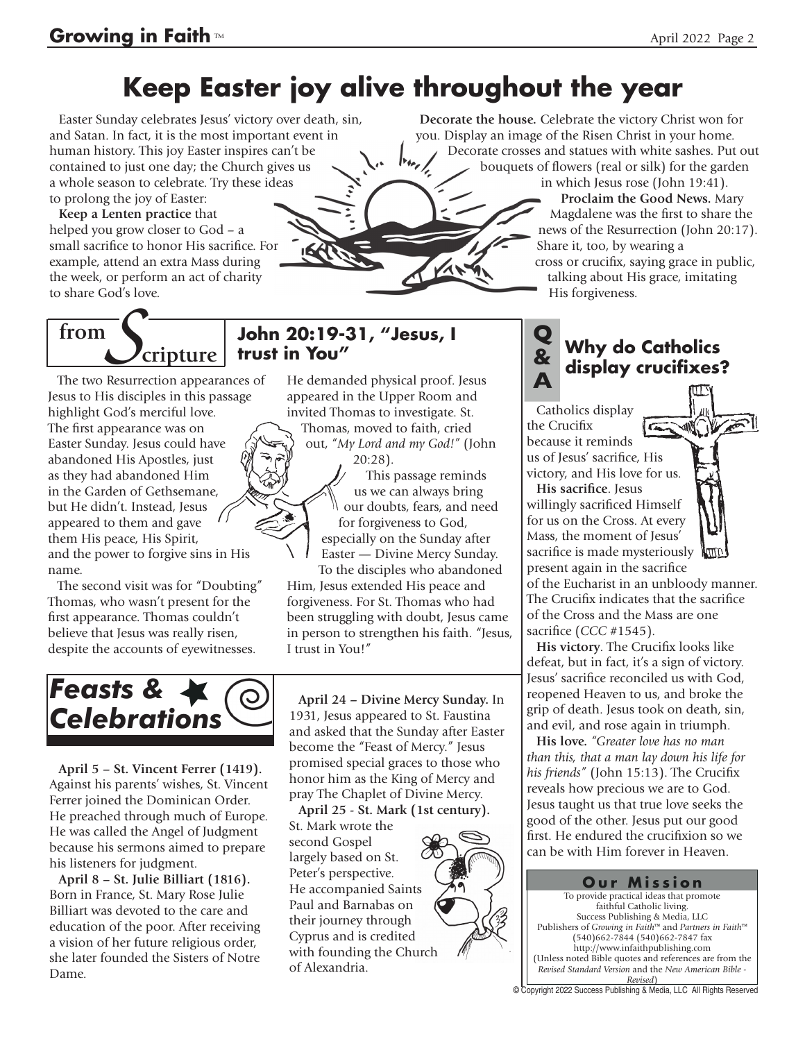# Keep Easter joy alive throughout the year

Easter Sunday celebrates Jesus' victory over death, sin, and Satan. In fact, it is the most important event in human history. This joy Easter inspires can't be contained to just one day; the Church gives us a whole season to celebrate. Try these ideas to prolong the joy of Easter:

**Keep a Lenten practice** that helped you grow closer to God – a small sacrifice to honor His sacrifice. For example, attend an extra Mass during the week, or perform an act of charity to share God's love.

**Decorate the house.** Celebrate the victory Christ won for you. Display an image of the Risen Christ in your home. Decorate crosses and statues with white sashes. Put out bouquets of flowers (real or silk) for the garden in which Jesus rose (John 19:41).

**Proclaim the Good News.** Mary Magdalene was the first to share the news of the Resurrection (John 20:17). Share it, too, by wearing a cross or crucifix, saying grace in public, talking about His grace, imitating His forgiveness.

## from Scripture — John 20:19-31, "Jesus, I trust in You"

The two Resurrection appearances of Jesus to His disciples in this passage highlight God's merciful love. The first appearance was on Easter Sunday. Jesus could have abandoned His Apostles, just as they had abandoned Him in the Garden of Gethsemane, but He didn't. Instead, Jesus appeared to them and gave them His peace, His Spirit, and the power to forgive sins in His name.

The second visit was for "Doubting" Thomas, who wasn't present for the first appearance. Thomas couldn't believe that Jesus was really risen, despite the accounts of eyewitnesses. He demanded physical proof. Jesus appeared in the Upper Room and invited Thomas to investigate. St. Thomas, moved to faith, cried out, "*My Lord and my God!*" (John 20:28).

This passage reminds us we can always bring our doubts, fears, and need for forgiveness to God, especially on the Sunday after Easter — Divine Mercy Sunday. To the disciples who abandoned Him, Jesus extended His peace and forgiveness. For St. Thomas who had been struggling with doubt, Jesus came in person to strengthen his faith. "Jesus, I trust in You!"

## Feasts & Celebrations

**April 5 – St. Vincent Ferrer (1419).** Against his parents' wishes, St. Vincent Ferrer joined the Dominican Order. He preached through much of Europe. He was called the Angel of Judgment because his sermons aimed to prepare his listeners for judgment.

**April 8 – St. Julie Billiart (1816).** Born in France, St. Mary Rose Julie Billiart was devoted to the care and education of the poor. After receiving a vision of her future religious order, she later founded the Sisters of Notre Dame.

**April 24 – Divine Mercy Sunday.** In 1931, Jesus appeared to St. Faustina and asked that the Sunday after Easter become the "Feast of Mercy." Jesus promised special graces to those who honor him as the King of Mercy and pray The Chaplet of Divine Mercy.

**April 25 - St. Mark (1st century).** St. Mark wrote the second Gospel largely based on St. Peter's perspective. He accompanied Saints Paul and Barnabas on their journey through Cyprus and is credited with founding the Church of Alexandria.

## Q & A — Why do Catholics display crucifixes?

Catholics display the Crucifix because it reminds us of Jesus' sacrifice, His victory, and His love for us.

**His sacrifice**. Jesus willingly sacrificed Himself for us on the Cross. At every Mass, the moment of Jesus' sacrifice is made mysteriously present again in the sacrifice of the Eucharist in an unbloody manner. The Crucifix indicates that the sacrifice of the Cross and the Mass are one sacrifice (*CCC* #1545).

**His victory**. The Crucifix looks like defeat, but in fact, it's a sign of victory. Jesus' sacrifice reconciled us with God, reopened Heaven to us, and broke the grip of death. Jesus took on death, sin, and evil, and rose again in triumph.

**His love.** *"Greater love has no man than this, that a man lay down his life for his friends"* (John 15:13). The Crucifix reveals how precious we are to God. Jesus taught us that true love seeks the good of the other. Jesus put our good first. He endured the crucifixion so we can be with Him forever in Heaven.

### Our Mission

To provide practical ideas that promote faithful Catholic living.
Success Publishing & Media, LLC
Publishers of *Growing in Faith*™ and *Partners in Faith*™
(540)662-7844 (540)662-7847 fax
http://www.infaithpublishing.com
(Unless noted Bible quotes and references are from the *Revised Standard Version* and the *New American Bible - Revised*)

© Copyright 2022 Success Publishing & Media, LLC All Rights Reserved